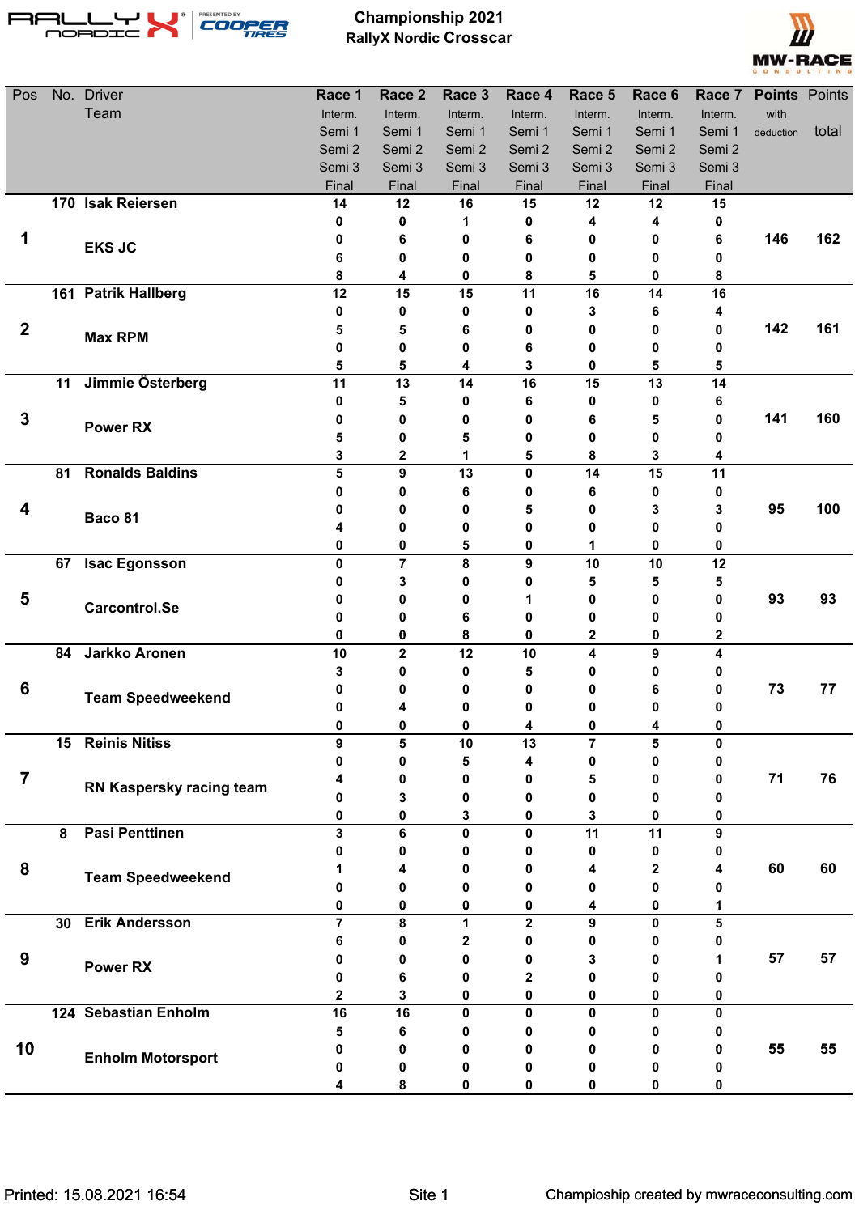# Championship 2021
## RallyX Nordic Crosscar

| Pos | No. | Driver / Team | | Race 1 | Race 2 | Race 3 | Race 4 | Race 5 | Race 6 | Race 7 | Points with deduction | Points total |
|---|---|---|---|---|---|---|---|---|---|---|---|---|
| 1 | 170 | Isak Reiersen | Interm. | 14 | 12 | 16 | 15 | 12 | 12 | 15 | 146 | 162 |
| | | EKS JC | Semi 1 | 0 | 0 | 1 | 0 | 4 | 4 | 0 | | |
| | | | Semi 2 | 0 | 6 | 0 | 6 | 0 | 0 | 6 | | |
| | | | Semi 3 | 6 | 0 | 0 | 0 | 0 | 0 | 0 | | |
| | | | Final | 8 | 4 | 0 | 8 | 5 | 0 | 8 | | |
| 2 | 161 | Patrik Hallberg | Interm. | 12 | 15 | 15 | 11 | 16 | 14 | 16 | 142 | 161 |
| | | Max RPM | Semi 1 | 0 | 0 | 0 | 0 | 3 | 6 | 4 | | |
| | | | Semi 2 | 5 | 5 | 6 | 0 | 0 | 0 | 0 | | |
| | | | Semi 3 | 0 | 0 | 0 | 6 | 0 | 0 | 0 | | |
| | | | Final | 5 | 5 | 4 | 3 | 0 | 5 | 5 | | |
| 3 | 11 | Jimmie Österberg | Interm. | 11 | 13 | 14 | 16 | 15 | 13 | 14 | 141 | 160 |
| | | Power RX | Semi 1 | 0 | 5 | 0 | 6 | 0 | 0 | 6 | | |
| | | | Semi 2 | 0 | 0 | 0 | 0 | 6 | 5 | 0 | | |
| | | | Semi 3 | 5 | 0 | 5 | 0 | 0 | 0 | 0 | | |
| | | | Final | 3 | 2 | 1 | 5 | 8 | 3 | 4 | | |
| 4 | 81 | Ronalds Baldins | Interm. | 5 | 9 | 13 | 0 | 14 | 15 | 11 | 95 | 100 |
| | | Baco 81 | Semi 1 | 0 | 0 | 6 | 0 | 6 | 0 | 0 | | |
| | | | Semi 2 | 0 | 0 | 0 | 5 | 0 | 3 | 3 | | |
| | | | Semi 3 | 4 | 0 | 0 | 0 | 0 | 0 | 0 | | |
| | | | Final | 0 | 0 | 5 | 0 | 1 | 0 | 0 | | |
| 5 | 67 | Isac Egonsson | Interm. | 0 | 7 | 8 | 9 | 10 | 10 | 12 | 93 | 93 |
| | | Carcontrol.Se | Semi 1 | 0 | 3 | 0 | 0 | 5 | 5 | 5 | | |
| | | | Semi 2 | 0 | 0 | 0 | 1 | 0 | 0 | 0 | | |
| | | | Semi 3 | 0 | 0 | 6 | 0 | 0 | 0 | 0 | | |
| | | | Final | 0 | 0 | 8 | 0 | 2 | 0 | 2 | | |
| 6 | 84 | Jarkko Aronen | Interm. | 10 | 2 | 12 | 10 | 4 | 9 | 4 | 73 | 77 |
| | | Team Speedweekend | Semi 1 | 3 | 0 | 0 | 5 | 0 | 0 | 0 | | |
| | | | Semi 2 | 0 | 0 | 0 | 0 | 0 | 6 | 0 | | |
| | | | Semi 3 | 0 | 4 | 0 | 0 | 0 | 0 | 0 | | |
| | | | Final | 0 | 0 | 0 | 4 | 0 | 4 | 0 | | |
| 7 | 15 | Reinis Nitiss | Interm. | 9 | 5 | 10 | 13 | 7 | 5 | 0 | 71 | 76 |
| | | RN Kaspersky racing team | Semi 1 | 0 | 0 | 5 | 4 | 0 | 0 | 0 | | |
| | | | Semi 2 | 4 | 0 | 0 | 0 | 5 | 0 | 0 | | |
| | | | Semi 3 | 0 | 3 | 0 | 0 | 0 | 0 | 0 | | |
| | | | Final | 0 | 0 | 3 | 0 | 3 | 0 | 0 | | |
| 8 | 8 | Pasi Penttinen | Interm. | 3 | 6 | 0 | 0 | 11 | 11 | 9 | 60 | 60 |
| | | Team Speedweekend | Semi 1 | 0 | 0 | 0 | 0 | 0 | 0 | 0 | | |
| | | | Semi 2 | 1 | 4 | 0 | 0 | 4 | 2 | 4 | | |
| | | | Semi 3 | 0 | 0 | 0 | 0 | 0 | 0 | 0 | | |
| | | | Final | 0 | 0 | 0 | 0 | 4 | 0 | 1 | | |
| 9 | 30 | Erik Andersson | Interm. | 7 | 8 | 1 | 2 | 9 | 0 | 5 | 57 | 57 |
| | | Power RX | Semi 1 | 6 | 0 | 2 | 0 | 0 | 0 | 0 | | |
| | | | Semi 2 | 0 | 0 | 0 | 0 | 3 | 0 | 1 | | |
| | | | Semi 3 | 0 | 6 | 0 | 2 | 0 | 0 | 0 | | |
| | | | Final | 2 | 3 | 0 | 0 | 0 | 0 | 0 | | |
| 10 | 124 | Sebastian Enholm | Interm. | 16 | 16 | 0 | 0 | 0 | 0 | 0 | 55 | 55 |
| | | Enholm Motorsport | Semi 1 | 5 | 6 | 0 | 0 | 0 | 0 | 0 | | |
| | | | Semi 2 | 0 | 0 | 0 | 0 | 0 | 0 | 0 | | |
| | | | Semi 3 | 0 | 0 | 0 | 0 | 0 | 0 | 0 | | |
| | | | Final | 4 | 8 | 0 | 0 | 0 | 0 | 0 | | |

Printed: 15.08.2021 16:54

Champioship created by mwraceconsulting.com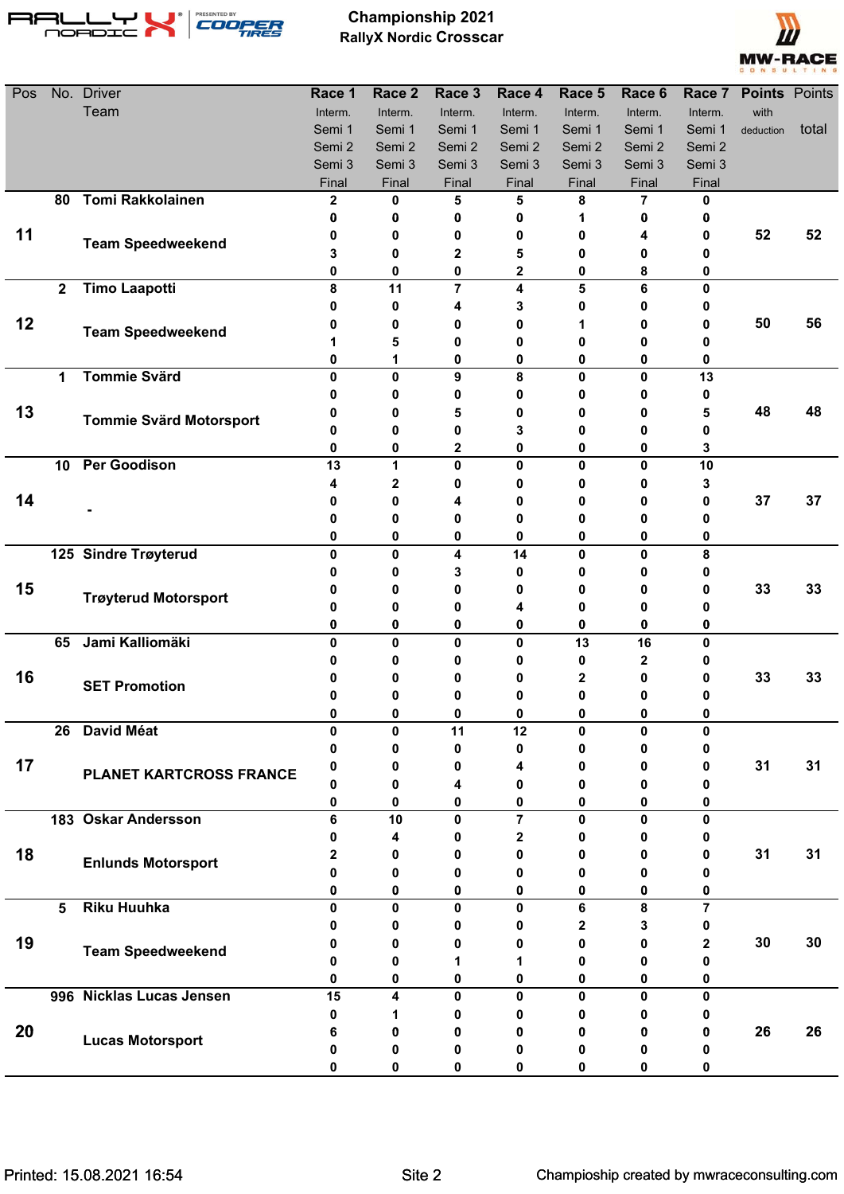# Championship 2021
## RallyX Nordic Crosscar

| Pos | No. | Driver / Team | | Race 1 | Race 2 | Race 3 | Race 4 | Race 5 | Race 6 | Race 7 | Points with deduction | Points total |
|---|---|---|---|---|---|---|---|---|---|---|---|---|
| 11 | 80 | Tomi Rakkolainen | Interm. | 2 | 0 | 5 | 5 | 8 | 7 | 0 | 52 | 52 |
| | | Team Speedweekend | Semi 1 | 0 | 0 | 0 | 0 | 1 | 0 | 0 | | |
| | | | Semi 2 | 0 | 0 | 0 | 0 | 0 | 4 | 0 | | |
| | | | Semi 3 | 3 | 0 | 2 | 5 | 0 | 0 | 0 | | |
| | | | Final | 0 | 0 | 0 | 2 | 0 | 8 | 0 | | |
| 12 | 2 | Timo Laapotti | Interm. | 8 | 11 | 7 | 4 | 5 | 6 | 0 | 50 | 56 |
| | | Team Speedweekend | Semi 1 | 0 | 0 | 4 | 3 | 0 | 0 | 0 | | |
| | | | Semi 2 | 0 | 0 | 0 | 0 | 1 | 0 | 0 | | |
| | | | Semi 3 | 1 | 5 | 0 | 0 | 0 | 0 | 0 | | |
| | | | Final | 0 | 1 | 0 | 0 | 0 | 0 | 0 | | |
| 13 | 1 | Tommie Svärd | Interm. | 0 | 0 | 9 | 8 | 0 | 0 | 13 | 48 | 48 |
| | | Tommie Svärd Motorsport | Semi 1 | 0 | 0 | 0 | 0 | 0 | 0 | 0 | | |
| | | | Semi 2 | 0 | 0 | 5 | 0 | 0 | 0 | 5 | | |
| | | | Semi 3 | 0 | 0 | 0 | 3 | 0 | 0 | 0 | | |
| | | | Final | 0 | 0 | 2 | 0 | 0 | 0 | 3 | | |
| 14 | 10 | Per Goodison | Interm. | 13 | 1 | 0 | 0 | 0 | 0 | 10 | 37 | 37 |
| | | - | Semi 1 | 4 | 2 | 0 | 0 | 0 | 0 | 3 | | |
| | | | Semi 2 | 0 | 0 | 4 | 0 | 0 | 0 | 0 | | |
| | | | Semi 3 | 0 | 0 | 0 | 0 | 0 | 0 | 0 | | |
| | | | Final | 0 | 0 | 0 | 0 | 0 | 0 | 0 | | |
| 15 | 125 | Sindre Trøyterud | Interm. | 0 | 0 | 4 | 14 | 0 | 0 | 8 | 33 | 33 |
| | | Trøyterud Motorsport | Semi 1 | 0 | 0 | 3 | 0 | 0 | 0 | 0 | | |
| | | | Semi 2 | 0 | 0 | 0 | 0 | 0 | 0 | 0 | | |
| | | | Semi 3 | 0 | 0 | 0 | 4 | 0 | 0 | 0 | | |
| | | | Final | 0 | 0 | 0 | 0 | 0 | 0 | 0 | | |
| 16 | 65 | Jami Kalliomäki | Interm. | 0 | 0 | 0 | 0 | 13 | 16 | 0 | 33 | 33 |
| | | SET Promotion | Semi 1 | 0 | 0 | 0 | 0 | 0 | 2 | 0 | | |
| | | | Semi 2 | 0 | 0 | 0 | 0 | 2 | 0 | 0 | | |
| | | | Semi 3 | 0 | 0 | 0 | 0 | 0 | 0 | 0 | | |
| | | | Final | 0 | 0 | 0 | 0 | 0 | 0 | 0 | | |
| 17 | 26 | David Méat | Interm. | 0 | 0 | 11 | 12 | 0 | 0 | 0 | 31 | 31 |
| | | PLANET KARTCROSS FRANCE | Semi 1 | 0 | 0 | 0 | 0 | 0 | 0 | 0 | | |
| | | | Semi 2 | 0 | 0 | 0 | 4 | 0 | 0 | 0 | | |
| | | | Semi 3 | 0 | 0 | 4 | 0 | 0 | 0 | 0 | | |
| | | | Final | 0 | 0 | 0 | 0 | 0 | 0 | 0 | | |
| 18 | 183 | Oskar Andersson | Interm. | 6 | 10 | 0 | 7 | 0 | 0 | 0 | 31 | 31 |
| | | Enlunds Motorsport | Semi 1 | 0 | 4 | 0 | 2 | 0 | 0 | 0 | | |
| | | | Semi 2 | 2 | 0 | 0 | 0 | 0 | 0 | 0 | | |
| | | | Semi 3 | 0 | 0 | 0 | 0 | 0 | 0 | 0 | | |
| | | | Final | 0 | 0 | 0 | 0 | 0 | 0 | 0 | | |
| 19 | 5 | Riku Huuhka | Interm. | 0 | 0 | 0 | 0 | 6 | 8 | 7 | 30 | 30 |
| | | Team Speedweekend | Semi 1 | 0 | 0 | 0 | 0 | 2 | 3 | 0 | | |
| | | | Semi 2 | 0 | 0 | 0 | 0 | 0 | 0 | 2 | | |
| | | | Semi 3 | 0 | 0 | 1 | 1 | 0 | 0 | 0 | | |
| | | | Final | 0 | 0 | 0 | 0 | 0 | 0 | 0 | | |
| 20 | 996 | Nicklas Lucas Jensen | Interm. | 15 | 4 | 0 | 0 | 0 | 0 | 0 | 26 | 26 |
| | | Lucas Motorsport | Semi 1 | 0 | 1 | 0 | 0 | 0 | 0 | 0 | | |
| | | | Semi 2 | 6 | 0 | 0 | 0 | 0 | 0 | 0 | | |
| | | | Semi 3 | 0 | 0 | 0 | 0 | 0 | 0 | 0 | | |
| | | | Final | 0 | 0 | 0 | 0 | 0 | 0 | 0 | | |

Printed: 15.08.2021 16:54

Champioship created by mwraceconsulting.com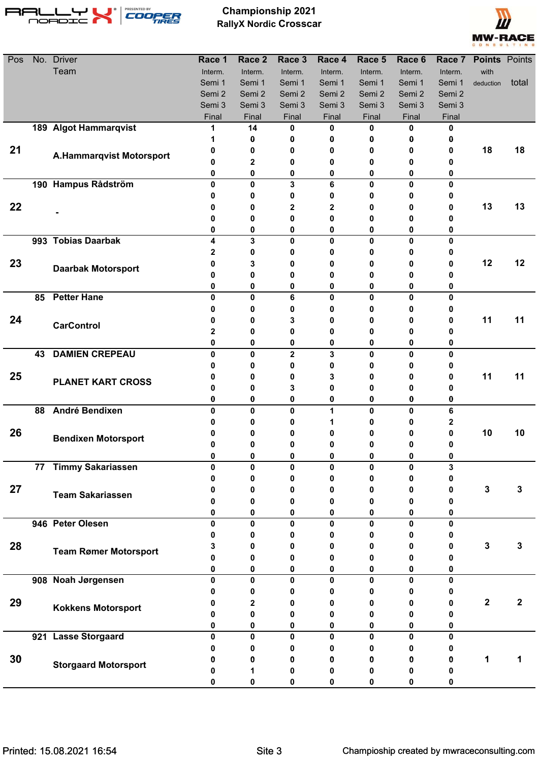# Championship 2021
## RallyX Nordic Crosscar

| Pos | No. | Driver / Team | Race 1 | Race 2 | Race 3 | Race 4 | Race 5 | Race 6 | Race 7 | Points with deduction | Points total |
|---|---|---|---|---|---|---|---|---|---|---|---|
| | | | Interm. / Semi 1 / Semi 2 / Semi 3 / Final | Interm. / Semi 1 / Semi 2 / Semi 3 / Final | Interm. / Semi 1 / Semi 2 / Semi 3 / Final | Interm. / Semi 1 / Semi 2 / Semi 3 / Final | Interm. / Semi 1 / Semi 2 / Semi 3 / Final | Interm. / Semi 1 / Semi 2 / Semi 3 / Final | Interm. / Semi 1 / Semi 2 / Semi 3 / Final | | |
| 21 | 189 | Algot Hammarqvist / A.Hammarqvist Motorsport | 1 / 1 / 0 / 0 / 0 | 14 / 0 / 0 / 2 / 0 | 0 / 0 / 0 / 0 / 0 | 0 / 0 / 0 / 0 / 0 | 0 / 0 / 0 / 0 / 0 | 0 / 0 / 0 / 0 / 0 | 0 / 0 / 0 / 0 / 0 | 18 | 18 |
| 22 | 190 | Hampus Rådström / - | 0 / 0 / 0 / 0 / 0 | 0 / 0 / 0 / 0 / 0 | 3 / 0 / 2 / 0 / 0 | 6 / 0 / 2 / 0 / 0 | 0 / 0 / 0 / 0 / 0 | 0 / 0 / 0 / 0 / 0 | 0 / 0 / 0 / 0 / 0 | 13 | 13 |
| 23 | 993 | Tobias Daarbak / Daarbak Motorsport | 4 / 2 / 0 / 0 / 0 | 3 / 0 / 3 / 0 / 0 | 0 / 0 / 0 / 0 / 0 | 0 / 0 / 0 / 0 / 0 | 0 / 0 / 0 / 0 / 0 | 0 / 0 / 0 / 0 / 0 | 0 / 0 / 0 / 0 / 0 | 12 | 12 |
| 24 | 85 | Petter Hane / CarControl | 0 / 0 / 0 / 2 / 0 | 0 / 0 / 0 / 0 / 0 | 6 / 0 / 3 / 0 / 0 | 0 / 0 / 0 / 0 / 0 | 0 / 0 / 0 / 0 / 0 | 0 / 0 / 0 / 0 / 0 | 0 / 0 / 0 / 0 / 0 | 11 | 11 |
| 25 | 43 | DAMIEN CREPEAU / PLANET KART CROSS | 0 / 0 / 0 / 0 / 0 | 0 / 0 / 0 / 0 / 0 | 2 / 0 / 0 / 3 / 0 | 3 / 0 / 3 / 0 / 0 | 0 / 0 / 0 / 0 / 0 | 0 / 0 / 0 / 0 / 0 | 0 / 0 / 0 / 0 / 0 | 11 | 11 |
| 26 | 88 | André Bendixen / Bendixen Motorsport | 0 / 0 / 0 / 0 / 0 | 0 / 0 / 0 / 0 / 0 | 0 / 0 / 0 / 0 / 0 | 1 / 1 / 0 / 0 / 0 | 0 / 0 / 0 / 0 / 0 | 0 / 0 / 0 / 0 / 0 | 6 / 2 / 0 / 0 / 0 | 10 | 10 |
| 27 | 77 | Timmy Sakariassen / Team Sakariassen | 0 / 0 / 0 / 0 / 0 | 0 / 0 / 0 / 0 / 0 | 0 / 0 / 0 / 0 / 0 | 0 / 0 / 0 / 0 / 0 | 0 / 0 / 0 / 0 / 0 | 0 / 0 / 0 / 0 / 0 | 3 / 0 / 0 / 0 / 0 | 3 | 3 |
| 28 | 946 | Peter Olesen / Team Rømer Motorsport | 0 / 0 / 3 / 0 / 0 | 0 / 0 / 0 / 0 / 0 | 0 / 0 / 0 / 0 / 0 | 0 / 0 / 0 / 0 / 0 | 0 / 0 / 0 / 0 / 0 | 0 / 0 / 0 / 0 / 0 | 0 / 0 / 0 / 0 / 0 | 3 | 3 |
| 29 | 908 | Noah Jørgensen / Kokkens Motorsport | 0 / 0 / 0 / 0 / 0 | 0 / 0 / 2 / 0 / 0 | 0 / 0 / 0 / 0 / 0 | 0 / 0 / 0 / 0 / 0 | 0 / 0 / 0 / 0 / 0 | 0 / 0 / 0 / 0 / 0 | 0 / 0 / 0 / 0 / 0 | 2 | 2 |
| 30 | 921 | Lasse Storgaard / Storgaard Motorsport | 0 / 0 / 0 / 0 / 0 | 0 / 0 / 0 / 1 / 0 | 0 / 0 / 0 / 0 / 0 | 0 / 0 / 0 / 0 / 0 | 0 / 0 / 0 / 0 / 0 | 0 / 0 / 0 / 0 / 0 | 0 / 0 / 0 / 0 / 0 | 1 | 1 |

Printed: 15.08.2021 16:54

Champioship created by mwraceconsulting.com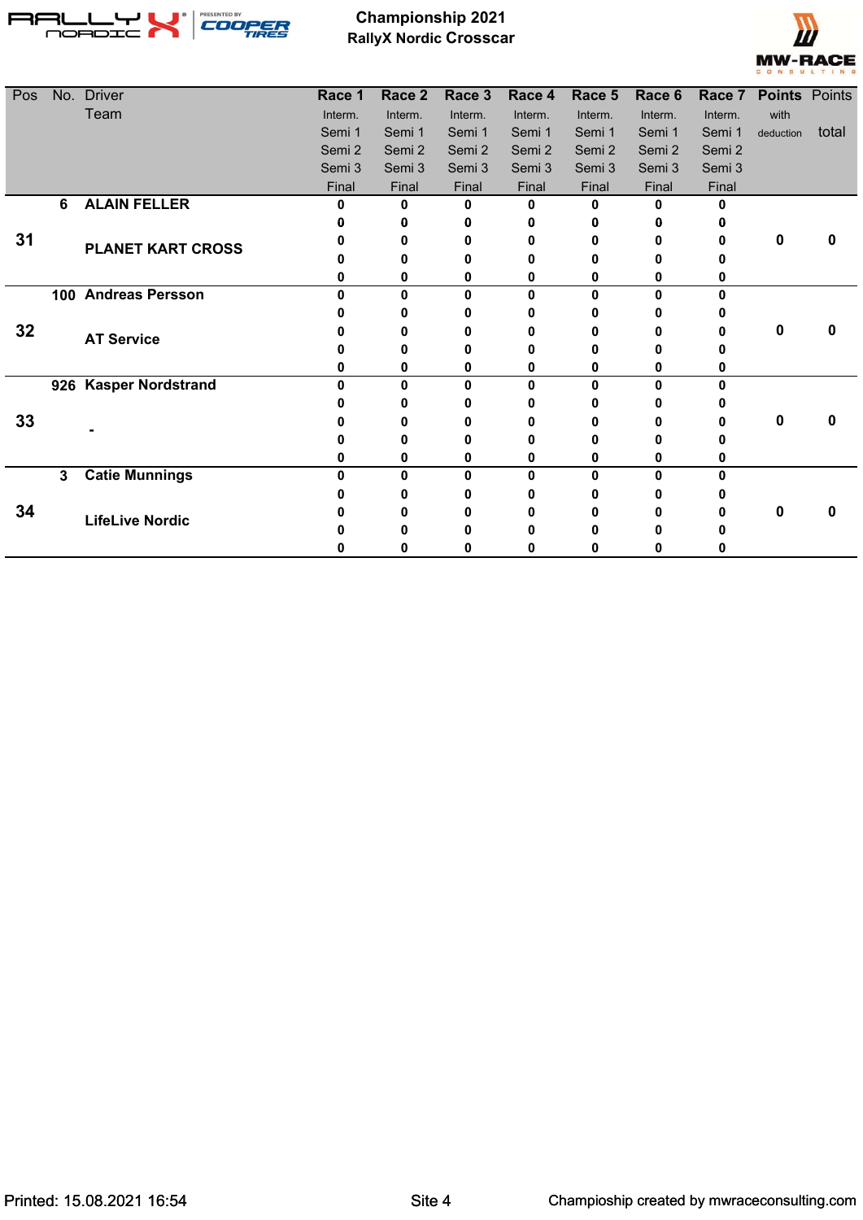**Championship 2021**
**RallyX Nordic Crosscar**

| Pos | No. | Driver / Team | Race 1 (Interm. / Semi 1 / Semi 2 / Semi 3 / Final) | Race 2 (Interm. / Semi 1 / Semi 2 / Semi 3 / Final) | Race 3 (Interm. / Semi 1 / Semi 2 / Semi 3 / Final) | Race 4 (Interm. / Semi 1 / Semi 2 / Semi 3 / Final) | Race 5 (Interm. / Semi 1 / Semi 2 / Semi 3 / Final) | Race 6 (Interm. / Semi 1 / Semi 2 / Semi 3 / Final) | Race 7 (Interm. / Semi 1 / Semi 2 / Semi 3 / Final) | Points with deduction | Points total |
|---|---|---|---|---|---|---|---|---|---|---|---|
| 31 | 6 | **ALAIN FELLER** / **PLANET KART CROSS** | 0 / 0 / 0 / 0 / 0 | 0 / 0 / 0 / 0 / 0 | 0 / 0 / 0 / 0 / 0 | 0 / 0 / 0 / 0 / 0 | 0 / 0 / 0 / 0 / 0 | 0 / 0 / 0 / 0 / 0 | 0 / 0 / 0 / 0 / 0 | 0 | 0 |
| 32 | 100 | **Andreas Persson** / **AT Service** | 0 / 0 / 0 / 0 / 0 | 0 / 0 / 0 / 0 / 0 | 0 / 0 / 0 / 0 / 0 | 0 / 0 / 0 / 0 / 0 | 0 / 0 / 0 / 0 / 0 | 0 / 0 / 0 / 0 / 0 | 0 / 0 / 0 / 0 / 0 | 0 | 0 |
| 33 | 926 | **Kasper Nordstrand** / **-** | 0 / 0 / 0 / 0 / 0 | 0 / 0 / 0 / 0 / 0 | 0 / 0 / 0 / 0 / 0 | 0 / 0 / 0 / 0 / 0 | 0 / 0 / 0 / 0 / 0 | 0 / 0 / 0 / 0 / 0 | 0 / 0 / 0 / 0 / 0 | 0 | 0 |
| 34 | 3 | **Catie Munnings** / **LifeLive Nordic** | 0 / 0 / 0 / 0 / 0 | 0 / 0 / 0 / 0 / 0 | 0 / 0 / 0 / 0 / 0 | 0 / 0 / 0 / 0 / 0 | 0 / 0 / 0 / 0 / 0 | 0 / 0 / 0 / 0 / 0 | 0 / 0 / 0 / 0 / 0 | 0 | 0 |

Printed: 15.08.2021 16:54

Champioship created by mwraceconsulting.com